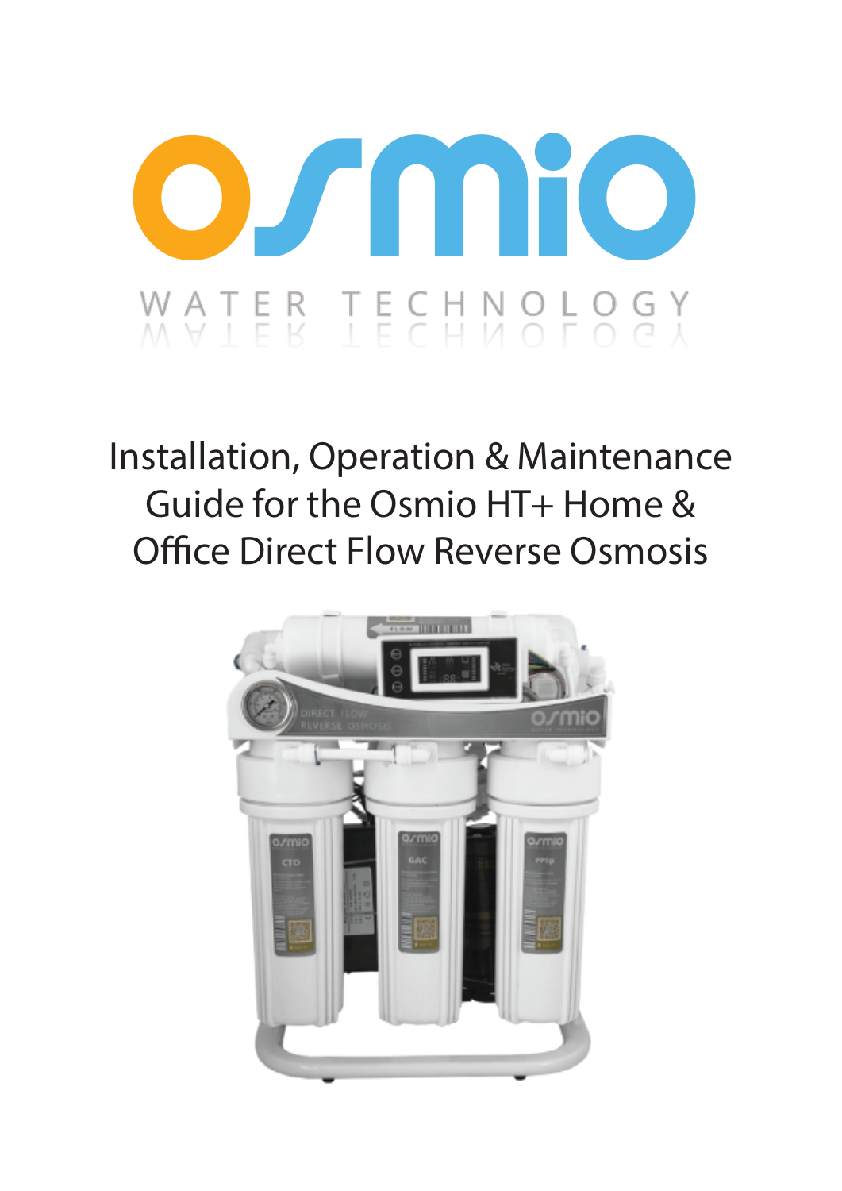# osmio

WATER TECHNOLOGY

# Installation, Operation & Maintenance Guide for the Osmio HT+ Home & Office Direct Flow Reverse Osmosis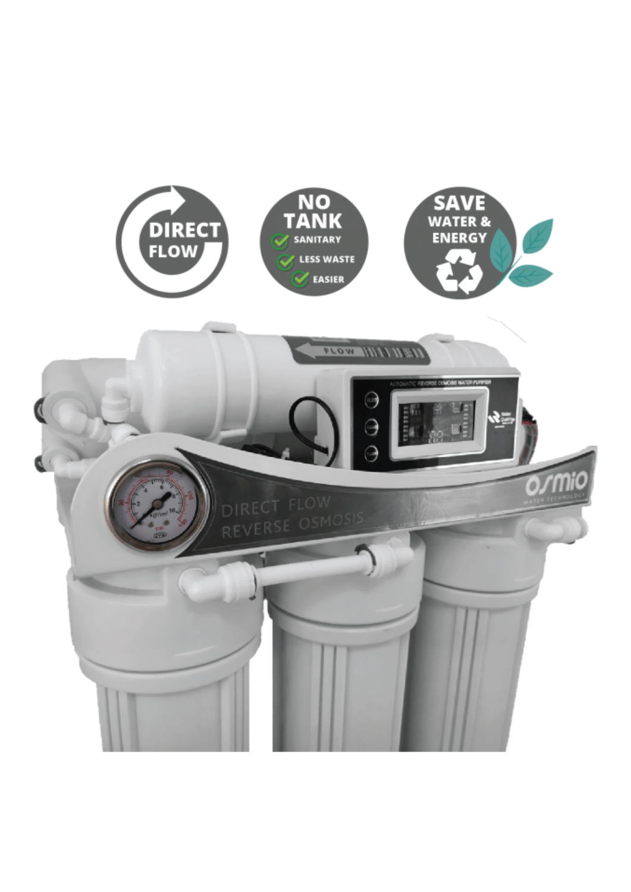DIRECT FLOW

NO TANK

- SANITARY
- LESS WASTE
- EASIER

SAVE WATER & ENERGY

FLOW

AUTOMATIC REVERSE OSMOSIS WATER PURIFIER

DIRECT FLOW REVERSE OSMOSIS

osmio WATER TECHNOLOGY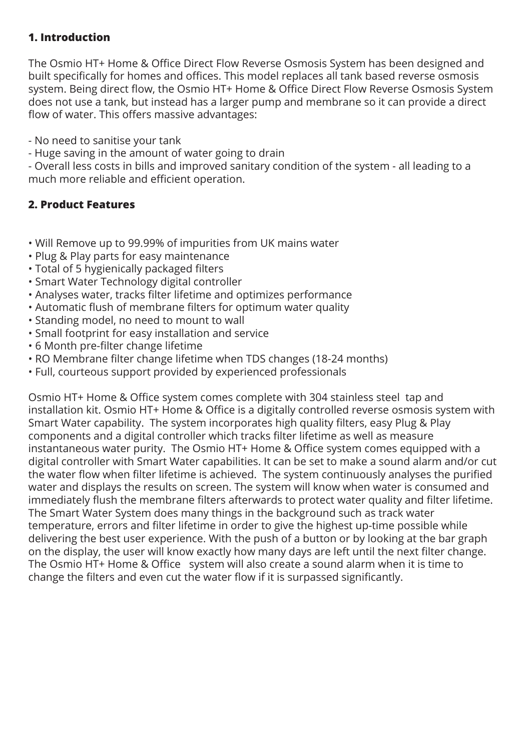## 1. Introduction

The Osmio HT+ Home & Office Direct Flow Reverse Osmosis System has been designed and built specifically for homes and offices. This model replaces all tank based reverse osmosis system. Being direct flow, the Osmio HT+ Home & Office Direct Flow Reverse Osmosis System does not use a tank, but instead has a larger pump and membrane so it can provide a direct flow of water. This offers massive advantages:

- No need to sanitise your tank
- Huge saving in the amount of water going to drain
- Overall less costs in bills and improved sanitary condition of the system - all leading to a much more reliable and efficient operation.

## 2. Product Features

- Will Remove up to 99.99% of impurities from UK mains water
- Plug & Play parts for easy maintenance
- Total of 5 hygienically packaged filters
- Smart Water Technology digital controller
- Analyses water, tracks filter lifetime and optimizes performance
- Automatic flush of membrane filters for optimum water quality
- Standing model, no need to mount to wall
- Small footprint for easy installation and service
- 6 Month pre-filter change lifetime
- RO Membrane filter change lifetime when TDS changes (18-24 months)
- Full, courteous support provided by experienced professionals

Osmio HT+ Home & Office system comes complete with 304 stainless steel tap and installation kit. Osmio HT+ Home & Office is a digitally controlled reverse osmosis system with Smart Water capability. The system incorporates high quality filters, easy Plug & Play components and a digital controller which tracks filter lifetime as well as measure instantaneous water purity. The Osmio HT+ Home & Office system comes equipped with a digital controller with Smart Water capabilities. It can be set to make a sound alarm and/or cut the water flow when filter lifetime is achieved. The system continuously analyses the purified water and displays the results on screen. The system will know when water is consumed and immediately flush the membrane filters afterwards to protect water quality and filter lifetime. The Smart Water System does many things in the background such as track water temperature, errors and filter lifetime in order to give the highest up-time possible while delivering the best user experience. With the push of a button or by looking at the bar graph on the display, the user will know exactly how many days are left until the next filter change. The Osmio HT+ Home & Office system will also create a sound alarm when it is time to change the filters and even cut the water flow if it is surpassed significantly.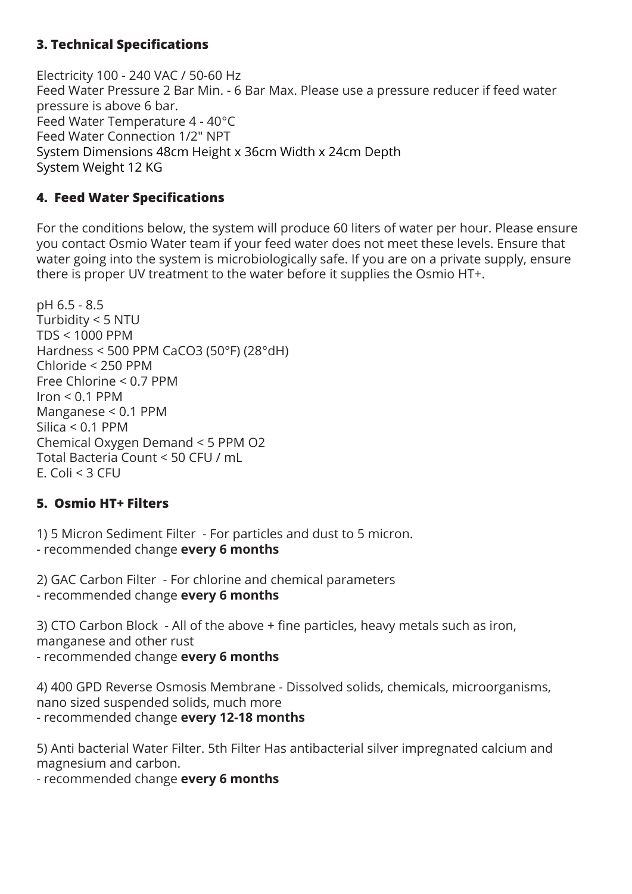### 3. Technical Specifications

Electricity 100 - 240 VAC / 50-60 Hz
Feed Water Pressure 2 Bar Min. - 6 Bar Max. Please use a pressure reducer if feed water pressure is above 6 bar.
Feed Water Temperature 4 - 40°C
Feed Water Connection 1/2" NPT
System Dimensions 48cm Height x 36cm Width x 24cm Depth
System Weight 12 KG

### 4. Feed Water Specifications

For the conditions below, the system will produce 60 liters of water per hour. Please ensure you contact Osmio Water team if your feed water does not meet these levels. Ensure that water going into the system is microbiologically safe. If you are on a private supply, ensure there is proper UV treatment to the water before it supplies the Osmio HT+.

pH 6.5 - 8.5
Turbidity < 5 NTU
TDS < 1000 PPM
Hardness < 500 PPM $CaCO_3$ (50°F) (28°dH)
Chloride < 250 PPM
Free Chlorine < 0.7 PPM
Iron < 0.1 PPM
Manganese < 0.1 PPM
Silica < 0.1 PPM
Chemical Oxygen Demand < 5 PPM $O_2$
Total Bacteria Count < 50 CFU / mL
E. Coli < 3 CFU

### 5. Osmio HT+ Filters

1) 5 Micron Sediment Filter - For particles and dust to 5 micron.
- recommended change **every 6 months**

2) GAC Carbon Filter - For chlorine and chemical parameters
- recommended change **every 6 months**

3) CTO Carbon Block - All of the above + fine particles, heavy metals such as iron, manganese and other rust
- recommended change **every 6 months**

4) 400 GPD Reverse Osmosis Membrane - Dissolved solids, chemicals, microorganisms, nano sized suspended solids, much more
- recommended change **every 12-18 months**

5) Anti bacterial Water Filter. 5th Filter Has antibacterial silver impregnated calcium and magnesium and carbon.
- recommended change **every 6 months**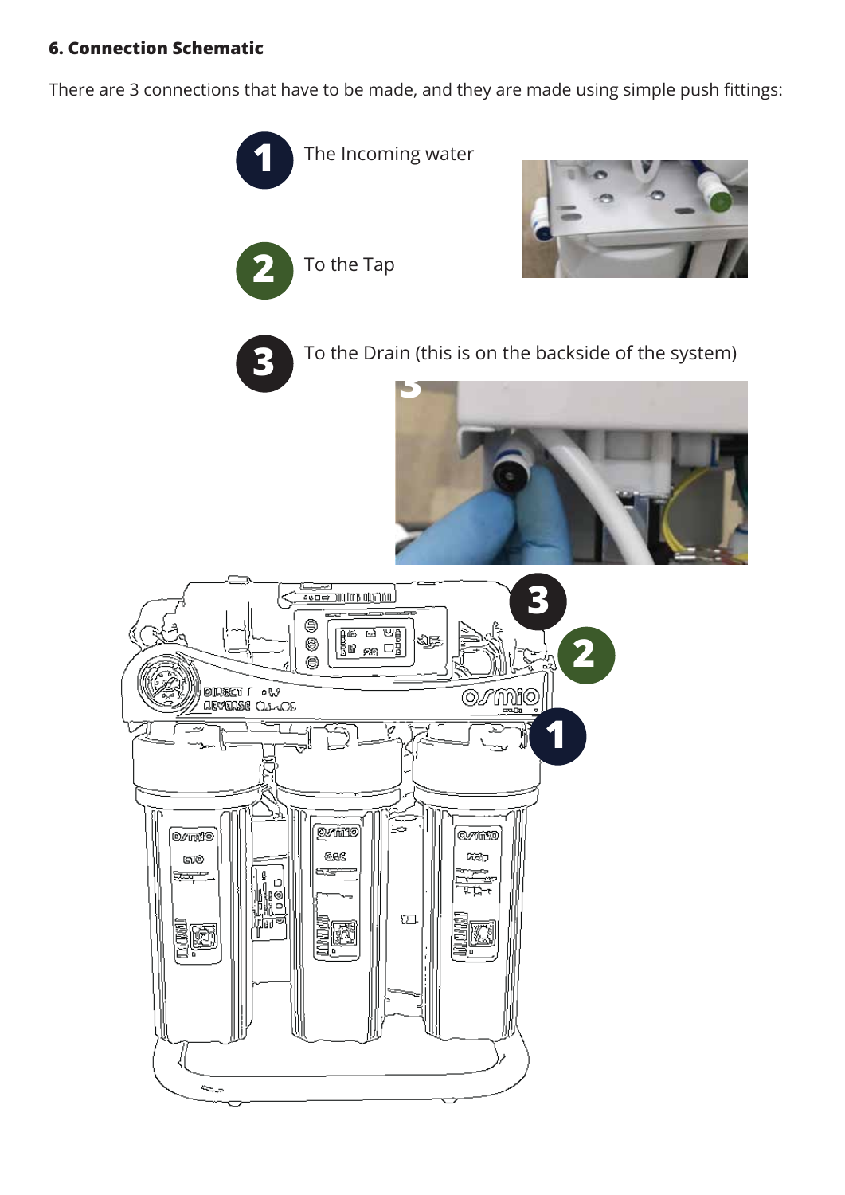### 6. Connection Schematic

There are 3 connections that have to be made, and they are made using simple push fittings:

1. The Incoming water
2. To the Tap
3. To the Drain (this is on the backside of the system)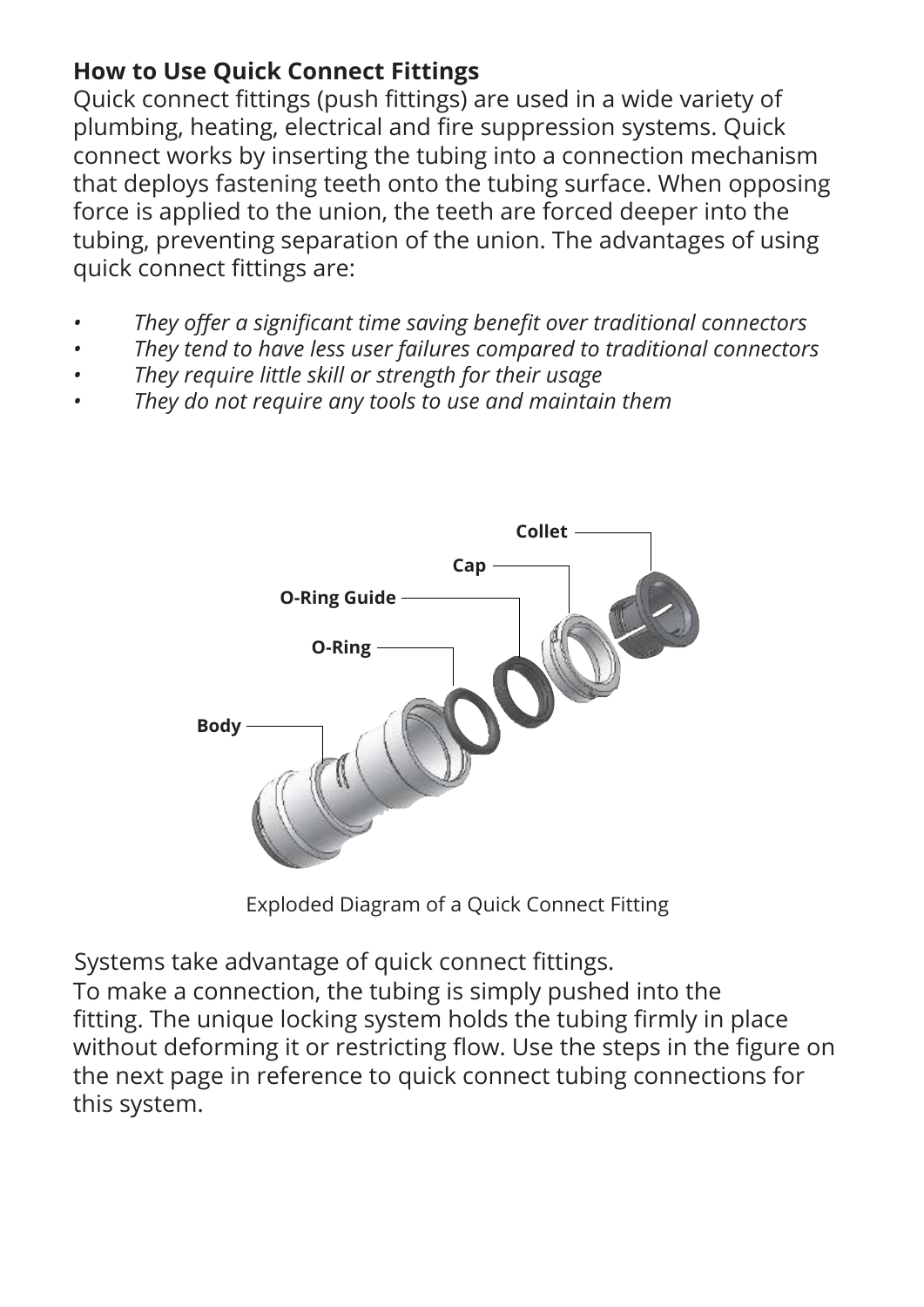**How to Use Quick Connect Fittings**

Quick connect fittings (push fittings) are used in a wide variety of plumbing, heating, electrical and fire suppression systems. Quick connect works by inserting the tubing into a connection mechanism that deploys fastening teeth onto the tubing surface. When opposing force is applied to the union, the teeth are forced deeper into the tubing, preventing separation of the union. The advantages of using quick connect fittings are:

- *They offer a significant time saving benefit over traditional connectors*
- *They tend to have less user failures compared to traditional connectors*
- *They require little skill or strength for their usage*
- *They do not require any tools to use and maintain them*

Collet

Cap

O-Ring Guide

O-Ring

Body

Exploded Diagram of a Quick Connect Fitting

Systems take advantage of quick connect fittings.

To make a connection, the tubing is simply pushed into the fitting. The unique locking system holds the tubing firmly in place without deforming it or restricting flow. Use the steps in the figure on the next page in reference to quick connect tubing connections for this system.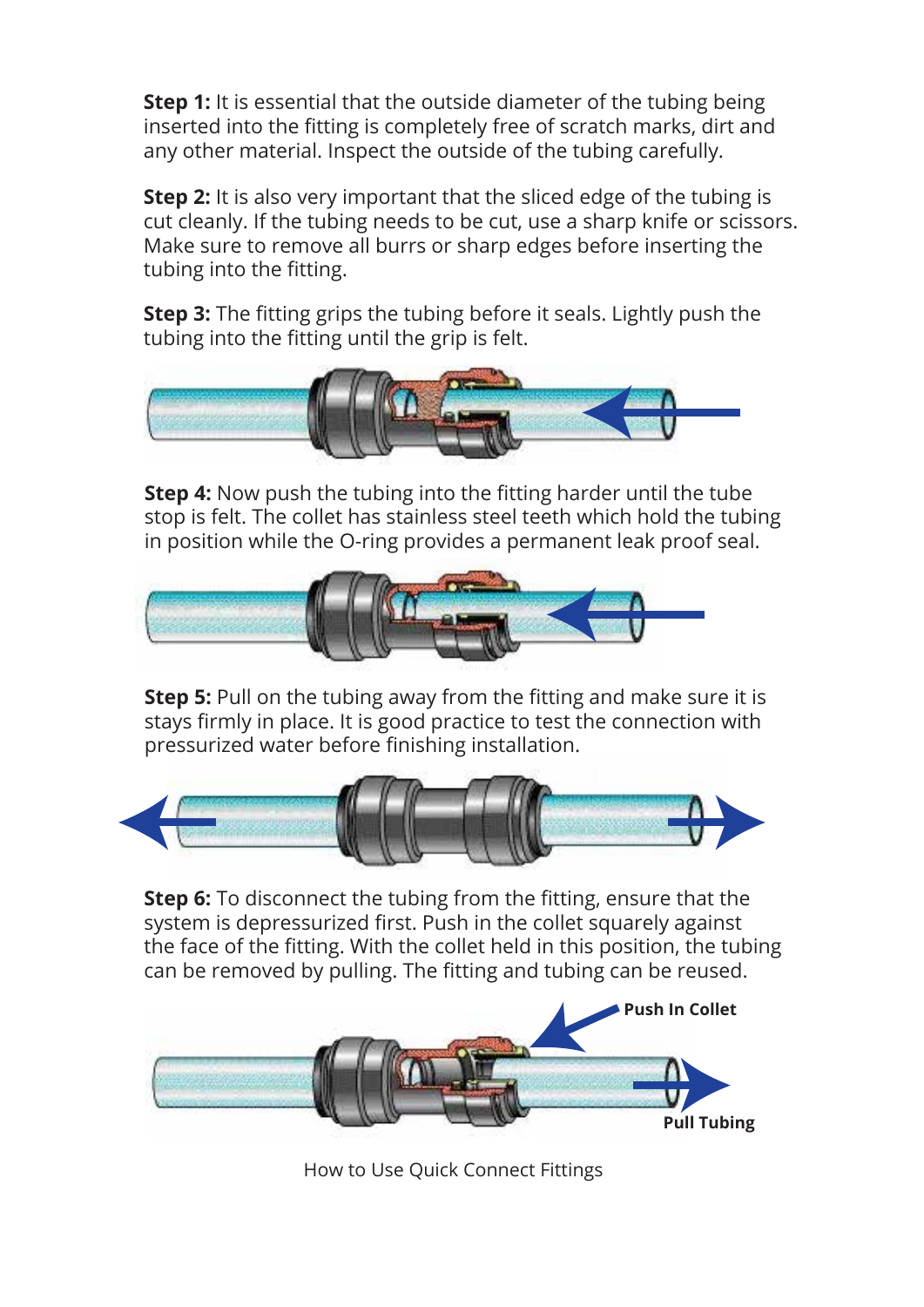**Step 1:** It is essential that the outside diameter of the tubing being inserted into the fitting is completely free of scratch marks, dirt and any other material. Inspect the outside of the tubing carefully.

**Step 2:** It is also very important that the sliced edge of the tubing is cut cleanly. If the tubing needs to be cut, use a sharp knife or scissors. Make sure to remove all burrs or sharp edges before inserting the tubing into the fitting.

**Step 3:** The fitting grips the tubing before it seals. Lightly push the tubing into the fitting until the grip is felt.

**Step 4:** Now push the tubing into the fitting harder until the tube stop is felt. The collet has stainless steel teeth which hold the tubing in position while the O-ring provides a permanent leak proof seal.

**Step 5:** Pull on the tubing away from the fitting and make sure it is stays firmly in place. It is good practice to test the connection with pressurized water before finishing installation.

**Step 6:** To disconnect the tubing from the fitting, ensure that the system is depressurized first. Push in the collet squarely against the face of the fitting. With the collet held in this position, the tubing can be removed by pulling. The fitting and tubing can be reused.

**Push In Collet**

**Pull Tubing**

How to Use Quick Connect Fittings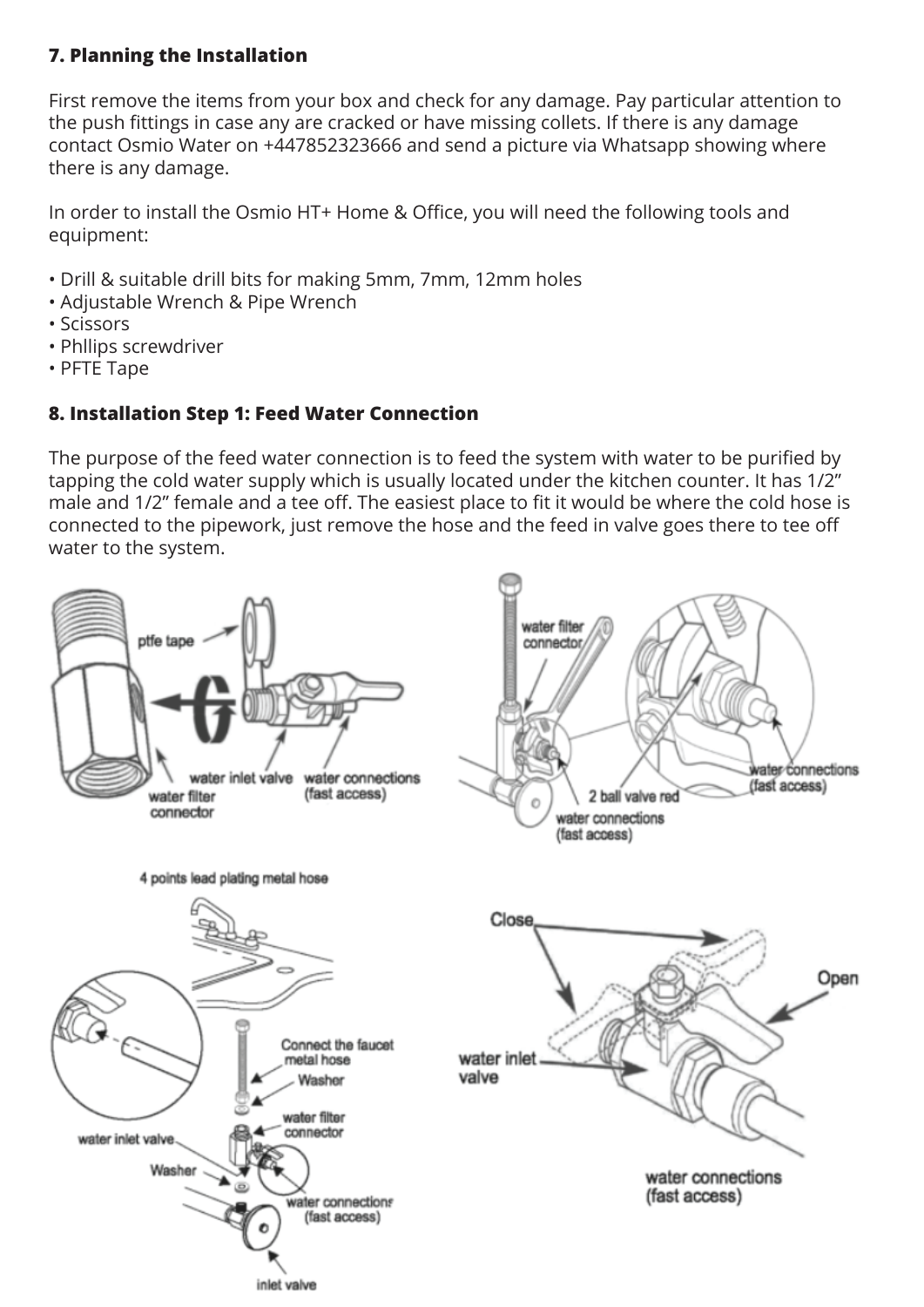## 7. Planning the Installation

First remove the items from your box and check for any damage. Pay particular attention to the push fittings in case any are cracked or have missing collets. If there is any damage contact Osmio Water on +447852323666 and send a picture via Whatsapp showing where there is any damage.

In order to install the Osmio HT+ Home & Office, you will need the following tools and equipment:

- Drill & suitable drill bits for making 5mm, 7mm, 12mm holes
- Adjustable Wrench & Pipe Wrench
- Scissors
- Phllips screwdriver
- PFTE Tape

## 8. Installation Step 1: Feed Water Connection

The purpose of the feed water connection is to feed the system with water to be purified by tapping the cold water supply which is usually located under the kitchen counter. It has 1/2" male and 1/2" female and a tee off. The easiest place to fit it would be where the cold hose is connected to the pipework, just remove the hose and the feed in valve goes there to tee off water to the system.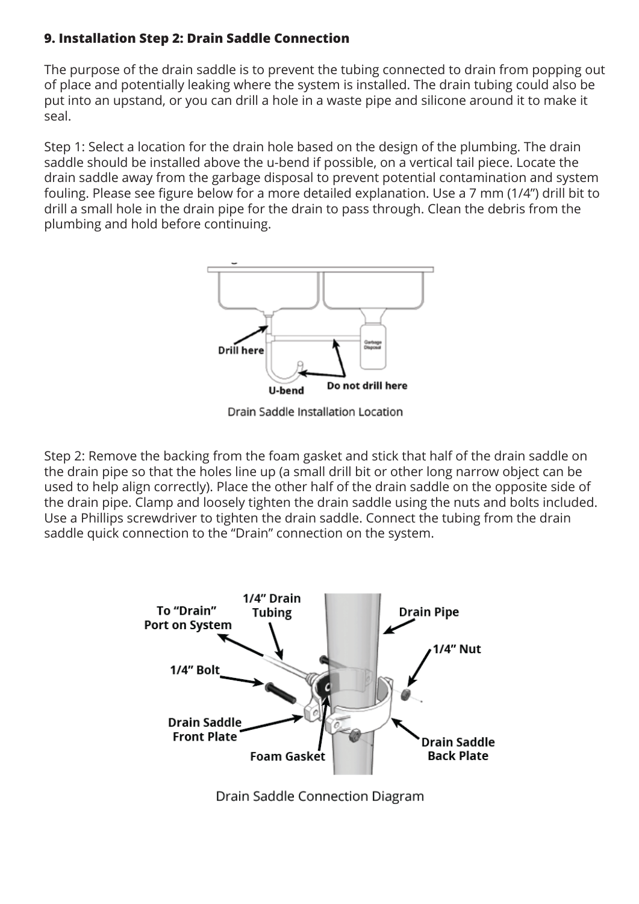## 9. Installation Step 2: Drain Saddle Connection

The purpose of the drain saddle is to prevent the tubing connected to drain from popping out of place and potentially leaking where the system is installed. The drain tubing could also be put into an upstand, or you can drill a hole in a waste pipe and silicone around it to make it seal.

Step 1: Select a location for the drain hole based on the design of the plumbing. The drain saddle should be installed above the u-bend if possible, on a vertical tail piece. Locate the drain saddle away from the garbage disposal to prevent potential contamination and system fouling. Please see figure below for a more detailed explanation. Use a 7 mm (1/4") drill bit to drill a small hole in the drain pipe for the drain to pass through. Clean the debris from the plumbing and hold before continuing.

Drain Saddle Installation Location

Step 2: Remove the backing from the foam gasket and stick that half of the drain saddle on the drain pipe so that the holes line up (a small drill bit or other long narrow object can be used to help align correctly). Place the other half of the drain saddle on the opposite side of the drain pipe. Clamp and loosely tighten the drain saddle using the nuts and bolts included. Use a Phillips screwdriver to tighten the drain saddle. Connect the tubing from the drain saddle quick connection to the "Drain" connection on the system.

Drain Saddle Connection Diagram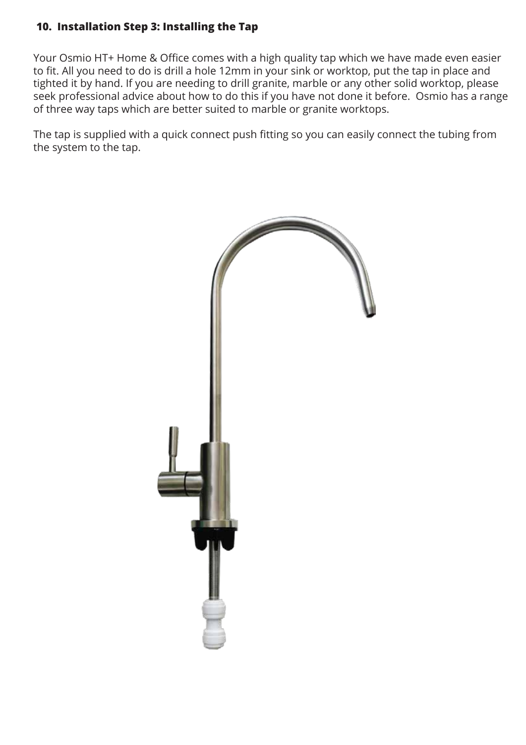## 10. Installation Step 3: Installing the Tap

Your Osmio HT+ Home & Office comes with a high quality tap which we have made even easier to fit. All you need to do is drill a hole 12mm in your sink or worktop, put the tap in place and tighted it by hand. If you are needing to drill granite, marble or any other solid worktop, please seek professional advice about how to do this if you have not done it before. Osmio has a range of three way taps which are better suited to marble or granite worktops.

The tap is supplied with a quick connect push fitting so you can easily connect the tubing from the system to the tap.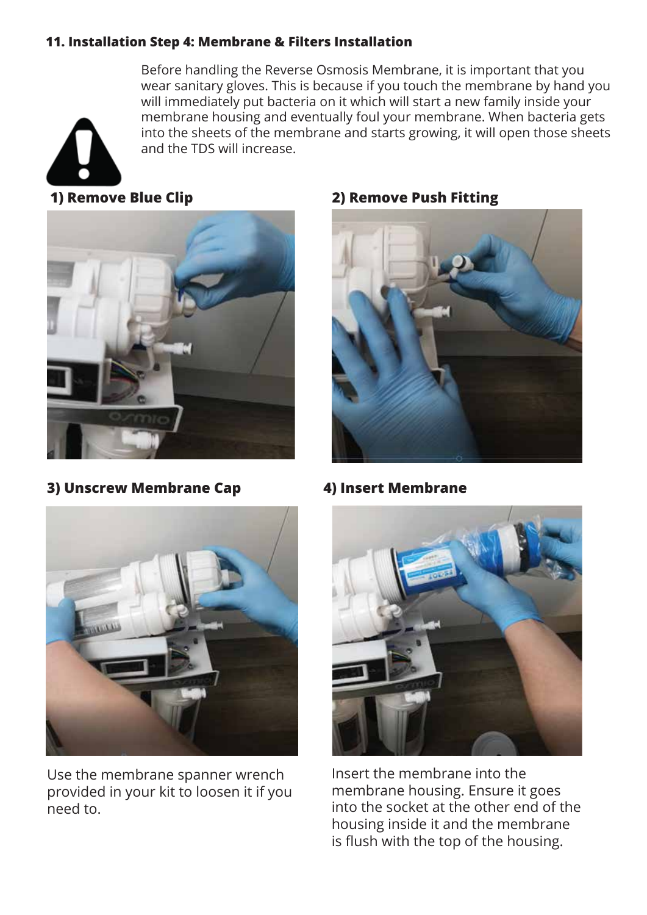## 11. Installation Step 4: Membrane & Filters Installation

Before handling the Reverse Osmosis Membrane, it is important that you wear sanitary gloves. This is because if you touch the membrane by hand you will immediately put bacteria on it which will start a new family inside your membrane housing and eventually foul your membrane. When bacteria gets into the sheets of the membrane and starts growing, it will open those sheets and the TDS will increase.

### 1) Remove Blue Clip

### 2) Remove Push Fitting

### 3) Unscrew Membrane Cap

Use the membrane spanner wrench provided in your kit to loosen it if you need to.

### 4) Insert Membrane

Insert the membrane into the membrane housing. Ensure it goes into the socket at the other end of the housing inside it and the membrane is flush with the top of the housing.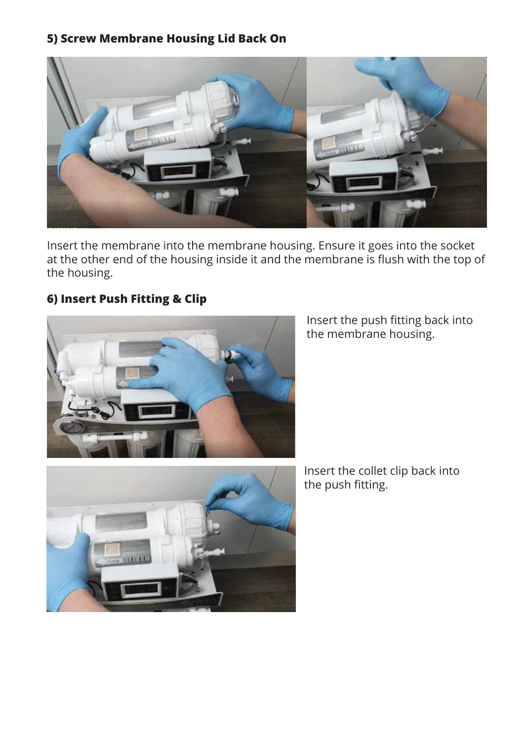### 5) Screw Membrane Housing Lid Back On

Insert the membrane into the membrane housing. Ensure it goes into the socket at the other end of the housing inside it and the membrane is flush with the top of the housing.

### 6) Insert Push Fitting & Clip

Insert the push fitting back into the membrane housing.

Insert the collet clip back into the push fitting.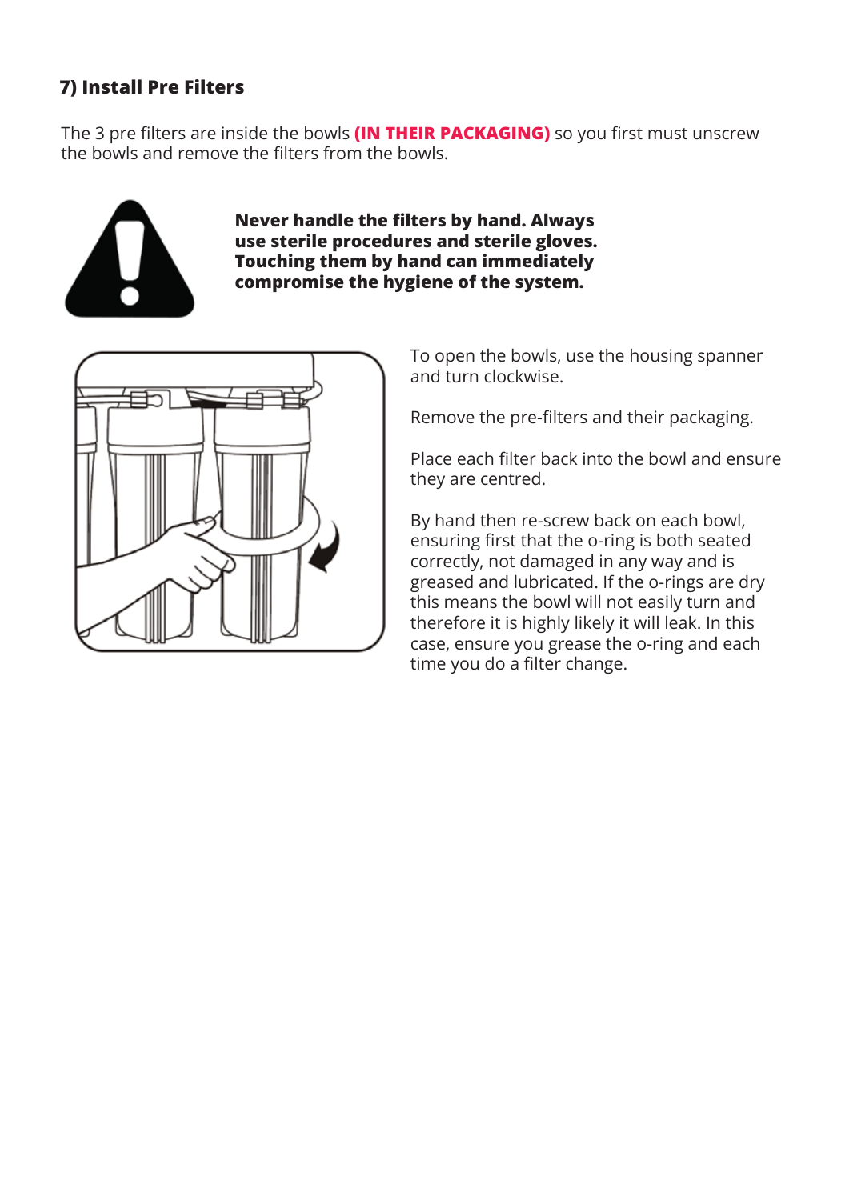## 7) Install Pre Filters

The 3 pre filters are inside the bowls **(IN THEIR PACKAGING)** so you first must unscrew the bowls and remove the filters from the bowls.

**Never handle the filters by hand. Always use sterile procedures and sterile gloves. Touching them by hand can immediately compromise the hygiene of the system.**

To open the bowls, use the housing spanner and turn clockwise.

Remove the pre-filters and their packaging.

Place each filter back into the bowl and ensure they are centred.

By hand then re-screw back on each bowl, ensuring first that the o-ring is both seated correctly, not damaged in any way and is greased and lubricated. If the o-rings are dry this means the bowl will not easily turn and therefore it is highly likely it will leak. In this case, ensure you grease the o-ring and each time you do a filter change.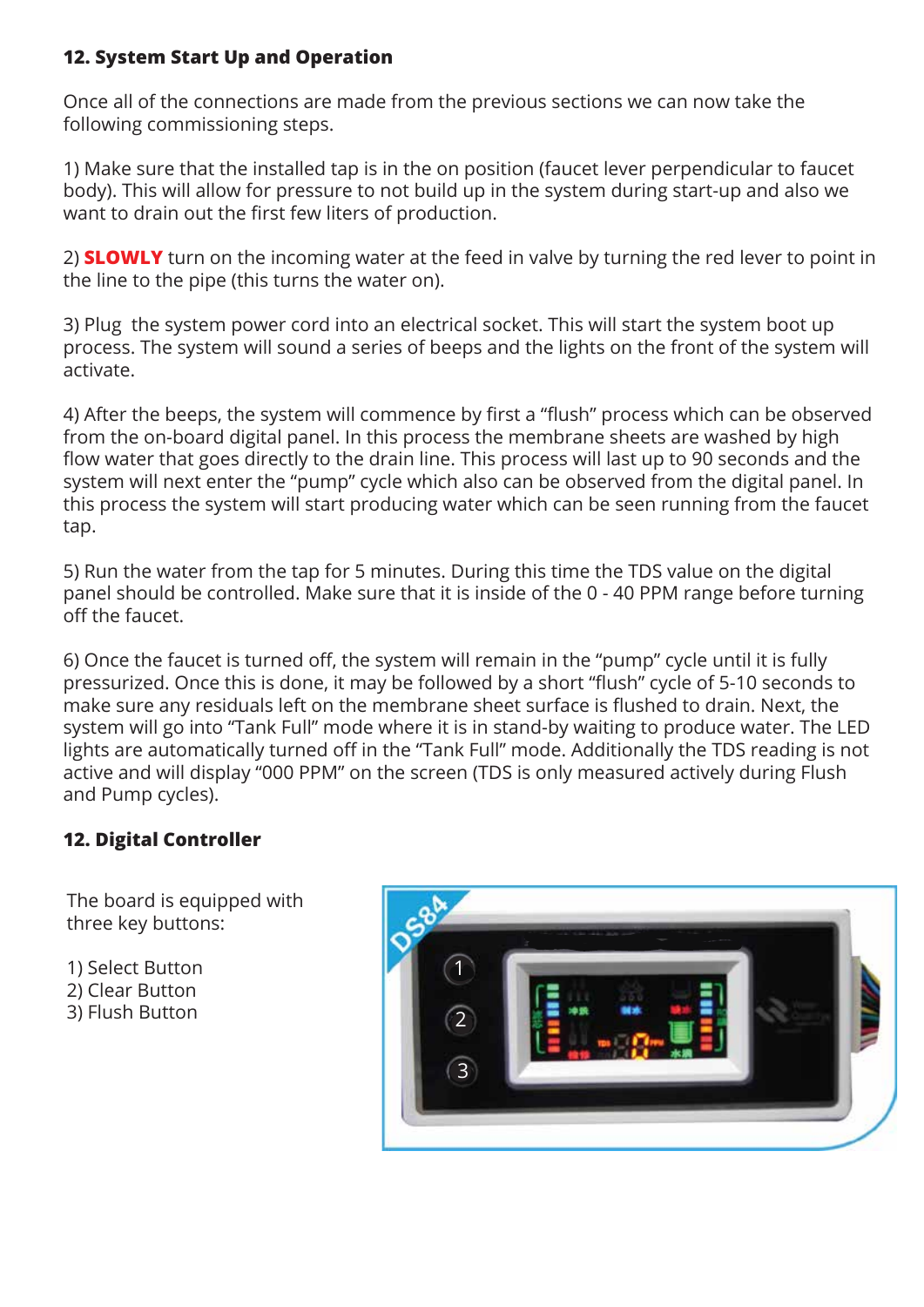### 12. System Start Up and Operation

Once all of the connections are made from the previous sections we can now take the following commissioning steps.

1) Make sure that the installed tap is in the on position (faucet lever perpendicular to faucet body). This will allow for pressure to not build up in the system during start-up and also we want to drain out the first few liters of production.

2) **SLOWLY** turn on the incoming water at the feed in valve by turning the red lever to point in the line to the pipe (this turns the water on).

3) Plug the system power cord into an electrical socket. This will start the system boot up process. The system will sound a series of beeps and the lights on the front of the system will activate.

4) After the beeps, the system will commence by first a "flush" process which can be observed from the on-board digital panel. In this process the membrane sheets are washed by high flow water that goes directly to the drain line. This process will last up to 90 seconds and the system will next enter the "pump" cycle which also can be observed from the digital panel. In this process the system will start producing water which can be seen running from the faucet tap.

5) Run the water from the tap for 5 minutes. During this time the TDS value on the digital panel should be controlled. Make sure that it is inside of the 0 - 40 PPM range before turning off the faucet.

6) Once the faucet is turned off, the system will remain in the "pump" cycle until it is fully pressurized. Once this is done, it may be followed by a short "flush" cycle of 5-10 seconds to make sure any residuals left on the membrane sheet surface is flushed to drain. Next, the system will go into "Tank Full" mode where it is in stand-by waiting to produce water. The LED lights are automatically turned off in the "Tank Full" mode. Additionally the TDS reading is not active and will display "000 PPM" on the screen (TDS is only measured actively during Flush and Pump cycles).

### 12. Digital Controller

The board is equipped with three key buttons:

1) Select Button
2) Clear Button
3) Flush Button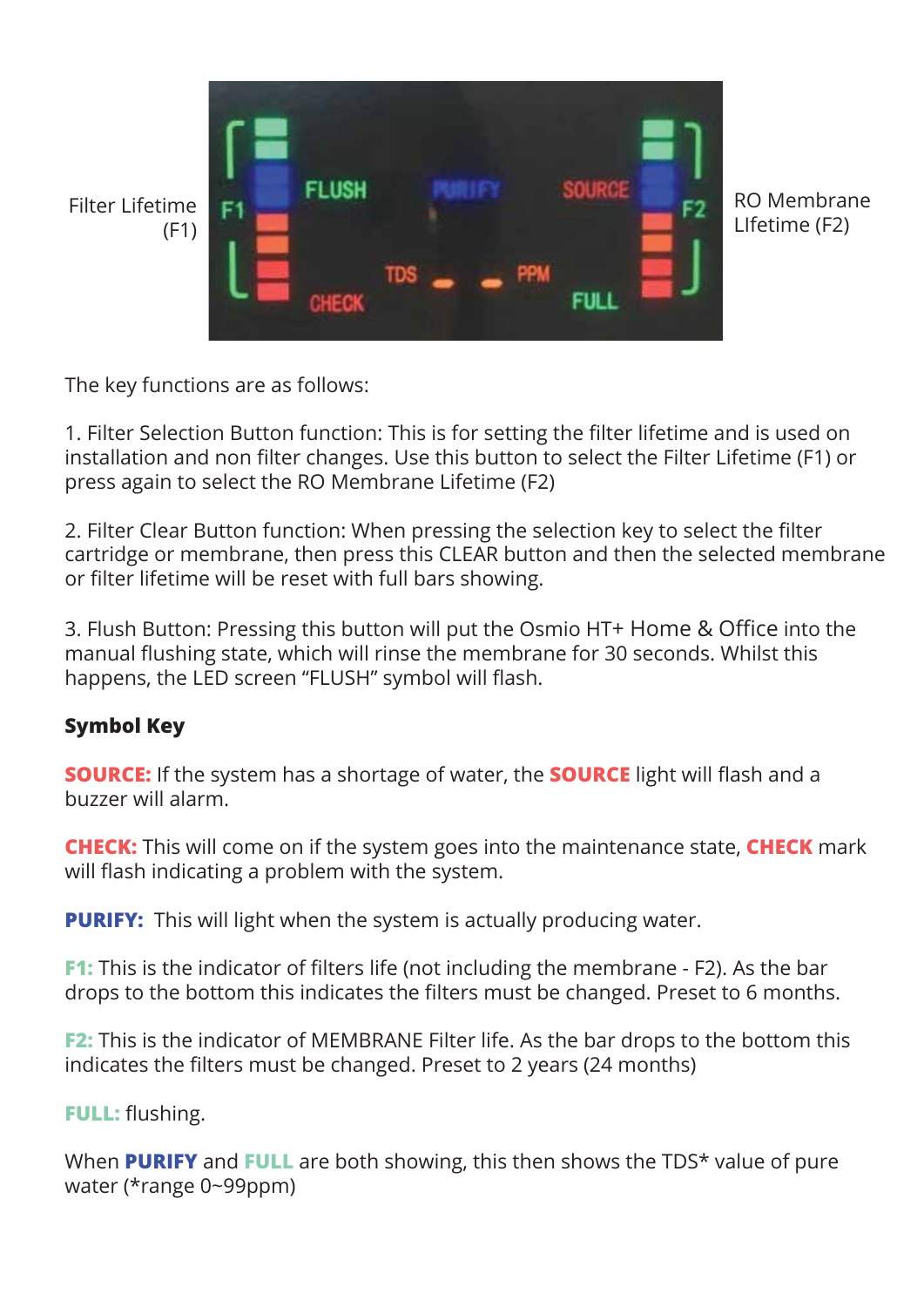Filter Lifetime (F1)

RO Membrane LIfetime (F2)

The key functions are as follows:

1. Filter Selection Button function: This is for setting the filter lifetime and is used on installation and non filter changes. Use this button to select the Filter Lifetime (F1) or press again to select the RO Membrane Lifetime (F2)

2. Filter Clear Button function: When pressing the selection key to select the filter cartridge or membrane, then press this CLEAR button and then the selected membrane or filter lifetime will be reset with full bars showing.

3. Flush Button: Pressing this button will put the Osmio HT+ Home & Office into the manual flushing state, which will rinse the membrane for 30 seconds. Whilst this happens, the LED screen "FLUSH" symbol will flash.

**Symbol Key**

**SOURCE:** If the system has a shortage of water, the **SOURCE** light will flash and a buzzer will alarm.

**CHECK:** This will come on if the system goes into the maintenance state, **CHECK** mark will flash indicating a problem with the system.

**PURIFY:** This will light when the system is actually producing water.

**F1:** This is the indicator of filters life (not including the membrane - F2). As the bar drops to the bottom this indicates the filters must be changed. Preset to 6 months.

**F2:** This is the indicator of MEMBRANE Filter life. As the bar drops to the bottom this indicates the filters must be changed. Preset to 2 years (24 months)

**FULL:** flushing.

When **PURIFY** and **FULL** are both showing, this then shows the TDS* value of pure water (*range 0~99ppm)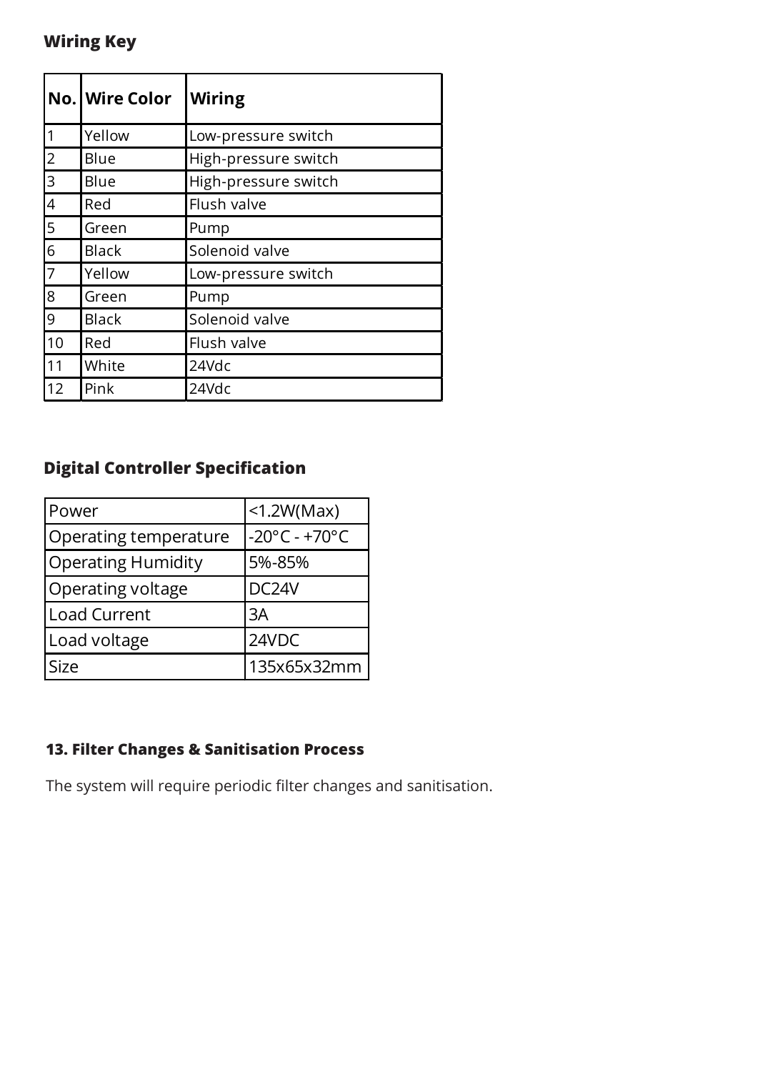## Wiring Key

| No. | Wire Color | Wiring |
|---|---|---|
| 1 | Yellow | Low-pressure switch |
| 2 | Blue | High-pressure switch |
| 3 | Blue | High-pressure switch |
| 4 | Red | Flush valve |
| 5 | Green | Pump |
| 6 | Black | Solenoid valve |
| 7 | Yellow | Low-pressure switch |
| 8 | Green | Pump |
| 9 | Black | Solenoid valve |
| 10 | Red | Flush valve |
| 11 | White | 24Vdc |
| 12 | Pink | 24Vdc |

## Digital Controller Specification

| | |
|---|---|
| Power | <1.2W(Max) |
| Operating temperature | -20°C - +70°C |
| Operating Humidity | 5%-85% |
| Operating voltage | DC24V |
| Load Current | 3A |
| Load voltage | 24VDC |
| Size | 135x65x32mm |

## 13. Filter Changes & Sanitisation Process

The system will require periodic filter changes and sanitisation.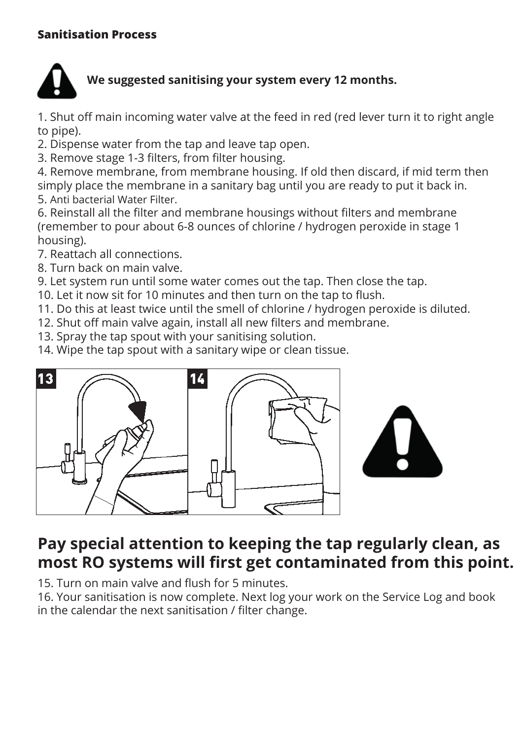**Sanitisation Process**

**We suggested sanitising your system every 12 months.**

1. Shut off main incoming water valve at the feed in red (red lever turn it to right angle to pipe).
2. Dispense water from the tap and leave tap open.
3. Remove stage 1-3 filters, from filter housing.
4. Remove membrane, from membrane housing. If old then discard, if mid term then simply place the membrane in a sanitary bag until you are ready to put it back in.
5. Anti bacterial Water Filter.
6. Reinstall all the filter and membrane housings without filters and membrane (remember to pour about 6-8 ounces of chlorine / hydrogen peroxide in stage 1 housing).
7. Reattach all connections.
8. Turn back on main valve.
9. Let system run until some water comes out the tap. Then close the tap.
10. Let it now sit for 10 minutes and then turn on the tap to flush.
11. Do this at least twice until the smell of chlorine / hydrogen peroxide is diluted.
12. Shut off main valve again, install all new filters and membrane.
13. Spray the tap spout with your sanitising solution.
14. Wipe the tap spout with a sanitary wipe or clean tissue.

## Pay special attention to keeping the tap regularly clean, as most RO systems will first get contaminated from this point.

15. Turn on main valve and flush for 5 minutes.
16. Your sanitisation is now complete. Next log your work on the Service Log and book in the calendar the next sanitisation / filter change.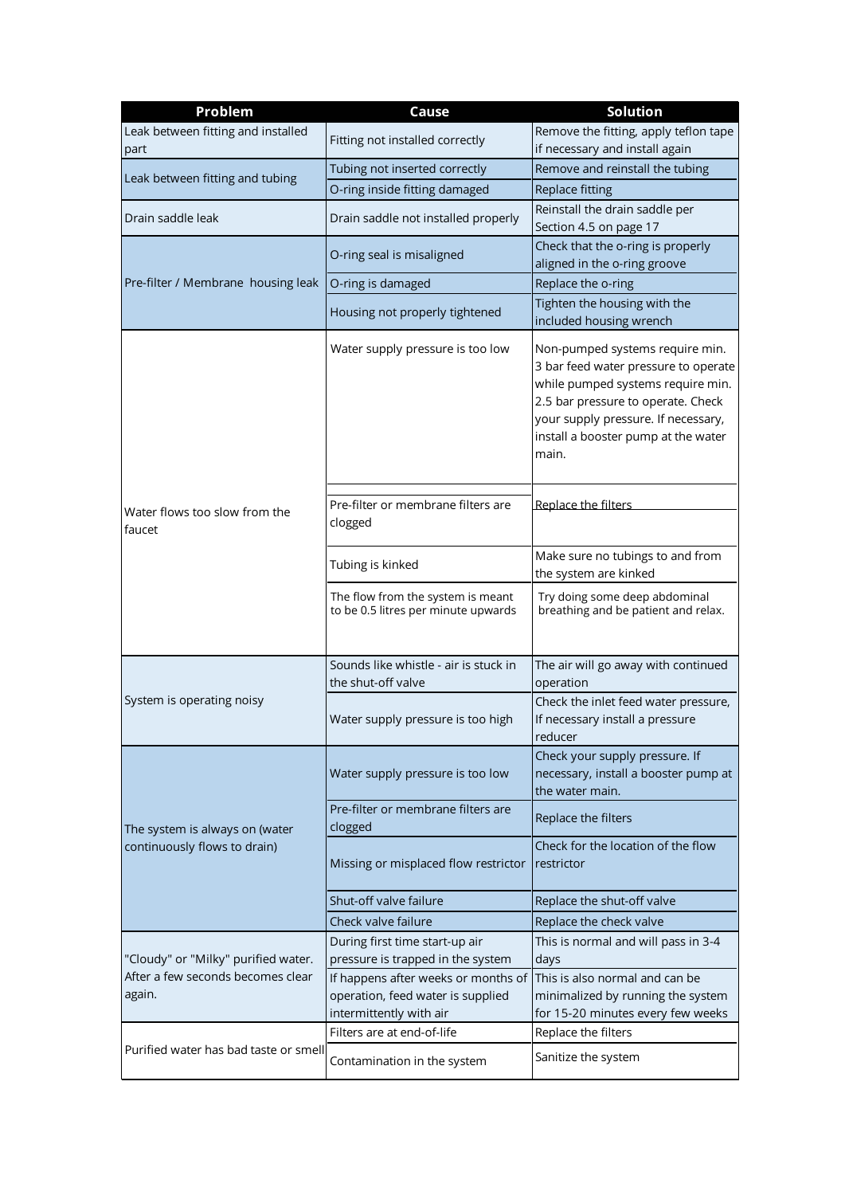| Problem | Cause | Solution |
| --- | --- | --- |
| Leak between fitting and installed part | Fitting not installed correctly | Remove the fitting, apply teflon tape if necessary and install again |
| Leak between fitting and tubing | Tubing not inserted correctly | Remove and reinstall the tubing |
| | O-ring inside fitting damaged | Replace fitting |
| Drain saddle leak | Drain saddle not installed properly | Reinstall the drain saddle per Section 4.5 on page 17 |
| Pre-filter / Membrane housing leak | O-ring seal is misaligned | Check that the o-ring is properly aligned in the o-ring groove |
| | O-ring is damaged | Replace the o-ring |
| | Housing not properly tightened | Tighten the housing with the included housing wrench |
| Water flows too slow from the faucet | Water supply pressure is too low | Non-pumped systems require min. 3 bar feed water pressure to operate while pumped systems require min. 2.5 bar pressure to operate. Check your supply pressure. If necessary, install a booster pump at the water main. |
| | Pre-filter or membrane filters are clogged | Replace the filters |
| | Tubing is kinked | Make sure no tubings to and from the system are kinked |
| | The flow from the system is meant to be 0.5 litres per minute upwards | Try doing some deep abdominal breathing and be patient and relax. |
| System is operating noisy | Sounds like whistle - air is stuck in the shut-off valve | The air will go away with continued operation |
| | Water supply pressure is too high | Check the inlet feed water pressure, If necessary install a pressure reducer |
| The system is always on (water continuously flows to drain) | Water supply pressure is too low | Check your supply pressure. If necessary, install a booster pump at the water main. |
| | Pre-filter or membrane filters are clogged | Replace the filters |
| | Missing or misplaced flow restrictor | Check for the location of the flow restrictor |
| | Shut-off valve failure | Replace the shut-off valve |
| | Check valve failure | Replace the check valve |
| "Cloudy" or "Milky" purified water. After a few seconds becomes clear again. | During first time start-up air pressure is trapped in the system | This is normal and will pass in 3-4 days |
| | If happens after weeks or months of operation, feed water is supplied intermittently with air | This is also normal and can be minimalized by running the system for 15-20 minutes every few weeks |
| Purified water has bad taste or smell | Filters are at end-of-life | Replace the filters |
| | Contamination in the system | Sanitize the system |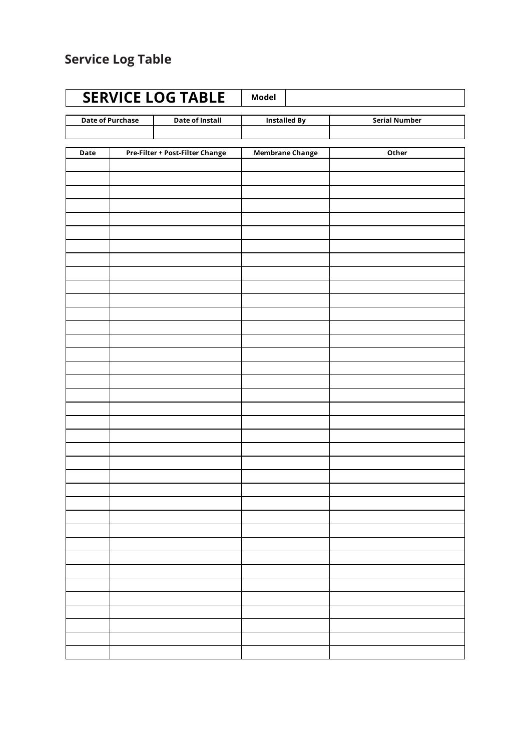## Service Log Table

| SERVICE LOG TABLE | Model | |
|---|---|---|

| Date of Purchase | Date of Install | Installed By | Serial Number |
|---|---|---|---|
| | | | |

| Date | Pre-Filter + Post-Filter Change | Membrane Change | Other |
|---|---|---|---|
| | | | |
| | | | |
| | | | |
| | | | |
| | | | |
| | | | |
| | | | |
| | | | |
| | | | |
| | | | |
| | | | |
| | | | |
| | | | |
| | | | |
| | | | |
| | | | |
| | | | |
| | | | |
| | | | |
| | | | |
| | | | |
| | | | |
| | | | |
| | | | |
| | | | |
| | | | |
| | | | |
| | | | |
| | | | |
| | | | |
| | | | |
| | | | |
| | | | |
| | | | |
| | | | |
| | | | |
| | | | |
| | | | |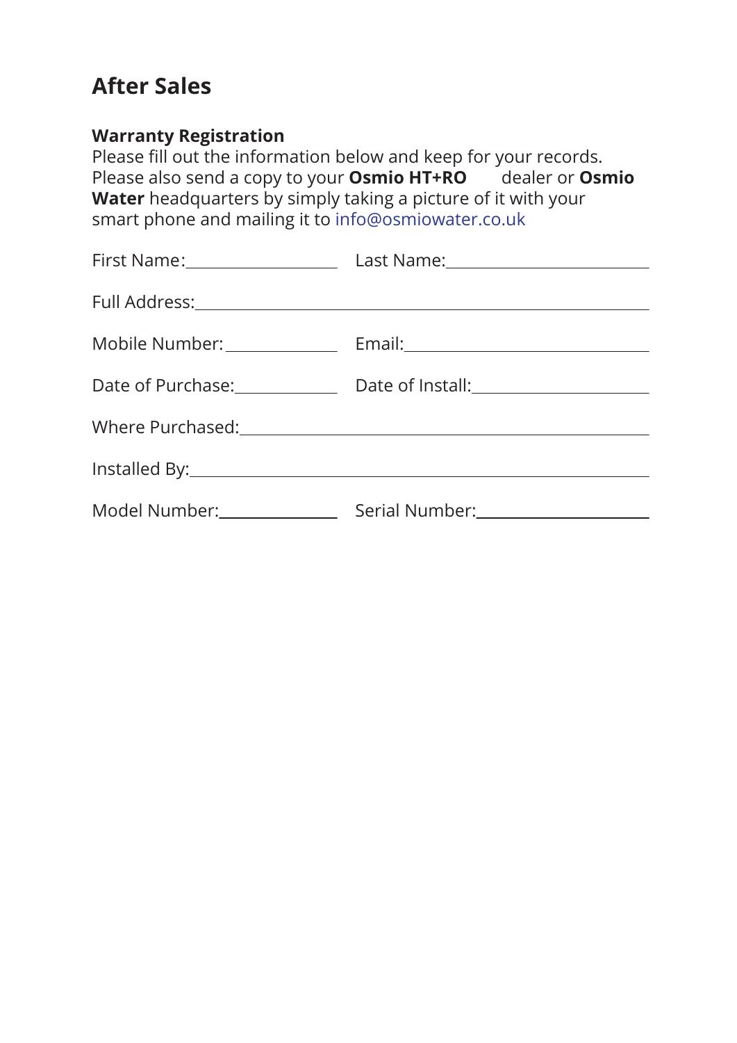## After Sales

### Warranty Registration

Please fill out the information below and keep for your records. Please also send a copy to your **Osmio HT+RO** dealer or **Osmio Water** headquarters by simply taking a picture of it with your smart phone and mailing it to info@osmiowater.co.uk

First Name:\_\_\_\_\_\_\_\_\_\_\_\_\_\_\_\_ Last Name:\_\_\_\_\_\_\_\_\_\_\_\_\_\_\_\_\_\_\_\_

Full Address:\_\_\_\_\_\_\_\_\_\_\_\_\_\_\_\_\_\_\_\_\_\_\_\_\_\_\_\_\_\_\_\_\_\_\_\_\_\_\_\_\_\_\_\_

Mobile Number:\_\_\_\_\_\_\_\_\_\_\_ Email:\_\_\_\_\_\_\_\_\_\_\_\_\_\_\_\_\_\_\_\_\_\_\_\_

Date of Purchase:\_\_\_\_\_\_\_\_\_\_ Date of Install:\_\_\_\_\_\_\_\_\_\_\_\_\_\_\_\_\_

Where Purchased:\_\_\_\_\_\_\_\_\_\_\_\_\_\_\_\_\_\_\_\_\_\_\_\_\_\_\_\_\_\_\_\_\_\_\_\_\_\_\_

Installed By:\_\_\_\_\_\_\_\_\_\_\_\_\_\_\_\_\_\_\_\_\_\_\_\_\_\_\_\_\_\_\_\_\_\_\_\_\_\_\_\_\_\_\_\_

Model Number:\_\_\_\_\_\_\_\_\_\_\_\_ Serial Number:\_\_\_\_\_\_\_\_\_\_\_\_\_\_\_\_\_\_